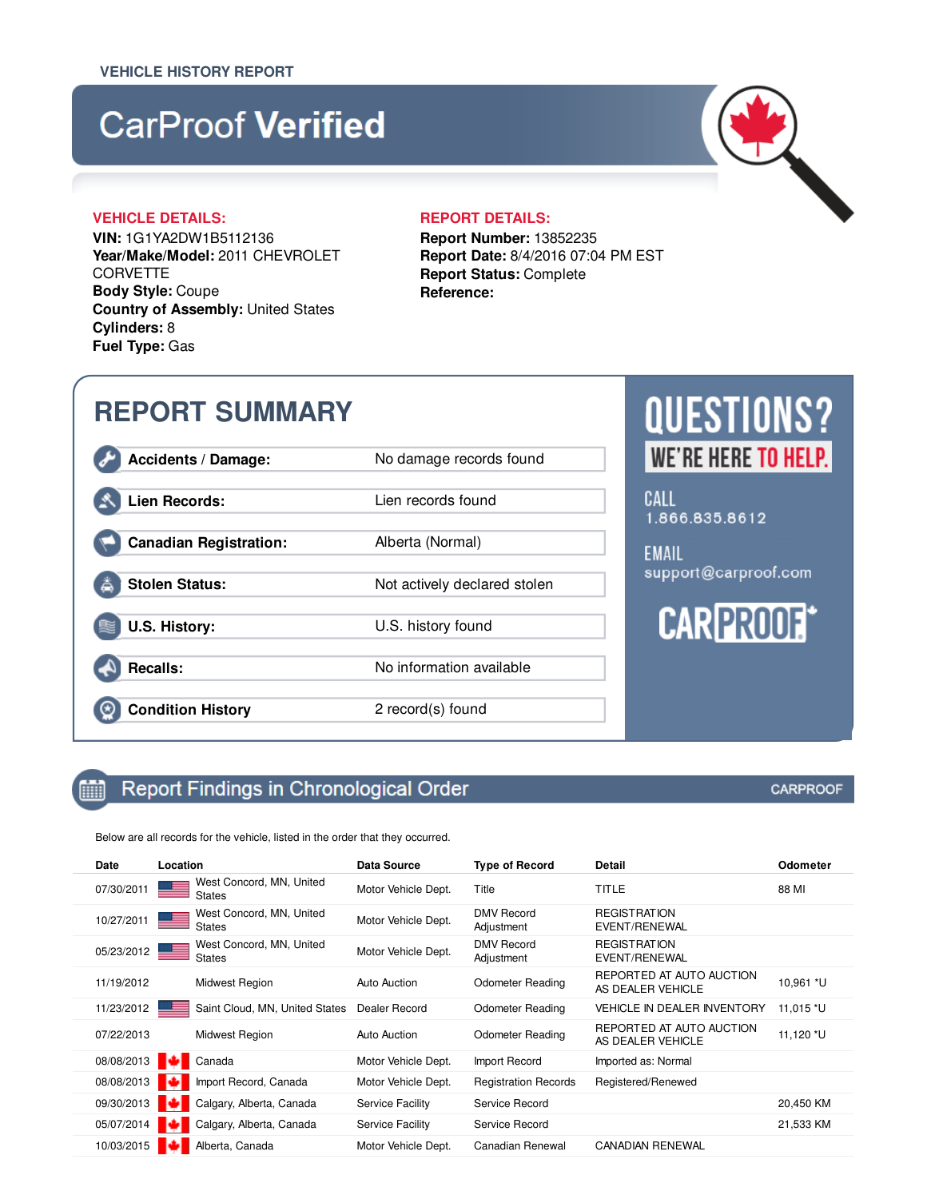VEHICLE HISTORY REPORT

# CarProof Verified

## VEHICLE DETAILS:

**VIN:** 1G1YA2DW1B5112136
**Year/Make/Model:** 2011 CHEVROLET CORVETTE
**Body Style:** Coupe
**Country of Assembly:** United States
**Cylinders:** 8
**Fuel Type:** Gas

## REPORT DETAILS:

**Report Number:** 13852235
**Report Date:** 8/4/2016 07:04 PM EST
**Report Status:** Complete
**Reference:**

## REPORT SUMMARY

| | |
|---|---|
| **Accidents / Damage:** | No damage records found |
| **Lien Records:** | Lien records found |
| **Canadian Registration:** | Alberta (Normal) |
| **Stolen Status:** | Not actively declared stolen |
| **U.S. History:** | U.S. history found |
| **Recalls:** | No information available |
| **Condition History** | 2 record(s) found |

QUESTIONS?
WE'RE HERE TO HELP.

CALL
1.866.835.8612

EMAIL
support@carproof.com

CARPROOF

## Report Findings in Chronological Order

CARPROOF

Below are all records for the vehicle, listed in the order that they occurred.

| Date | Location | Data Source | Type of Record | Detail | Odometer |
|---|---|---|---|---|---|
| 07/30/2011 | West Concord, MN, United States | Motor Vehicle Dept. | Title | TITLE | 88 MI |
| 10/27/2011 | West Concord, MN, United States | Motor Vehicle Dept. | DMV Record Adjustment | REGISTRATION EVENT/RENEWAL | |
| 05/23/2012 | West Concord, MN, United States | Motor Vehicle Dept. | DMV Record Adjustment | REGISTRATION EVENT/RENEWAL | |
| 11/19/2012 | Midwest Region | Auto Auction | Odometer Reading | REPORTED AT AUTO AUCTION AS DEALER VEHICLE | 10,961 *U |
| 11/23/2012 | Saint Cloud, MN, United States | Dealer Record | Odometer Reading | VEHICLE IN DEALER INVENTORY | 11,015 *U |
| 07/22/2013 | Midwest Region | Auto Auction | Odometer Reading | REPORTED AT AUTO AUCTION AS DEALER VEHICLE | 11,120 *U |
| 08/08/2013 | Canada | Motor Vehicle Dept. | Import Record | Imported as: Normal | |
| 08/08/2013 | Import Record, Canada | Motor Vehicle Dept. | Registration Records | Registered/Renewed | |
| 09/30/2013 | Calgary, Alberta, Canada | Service Facility | Service Record | | 20,450 KM |
| 05/07/2014 | Calgary, Alberta, Canada | Service Facility | Service Record | | 21,533 KM |
| 10/03/2015 | Alberta, Canada | Motor Vehicle Dept. | Canadian Renewal | CANADIAN RENEWAL | |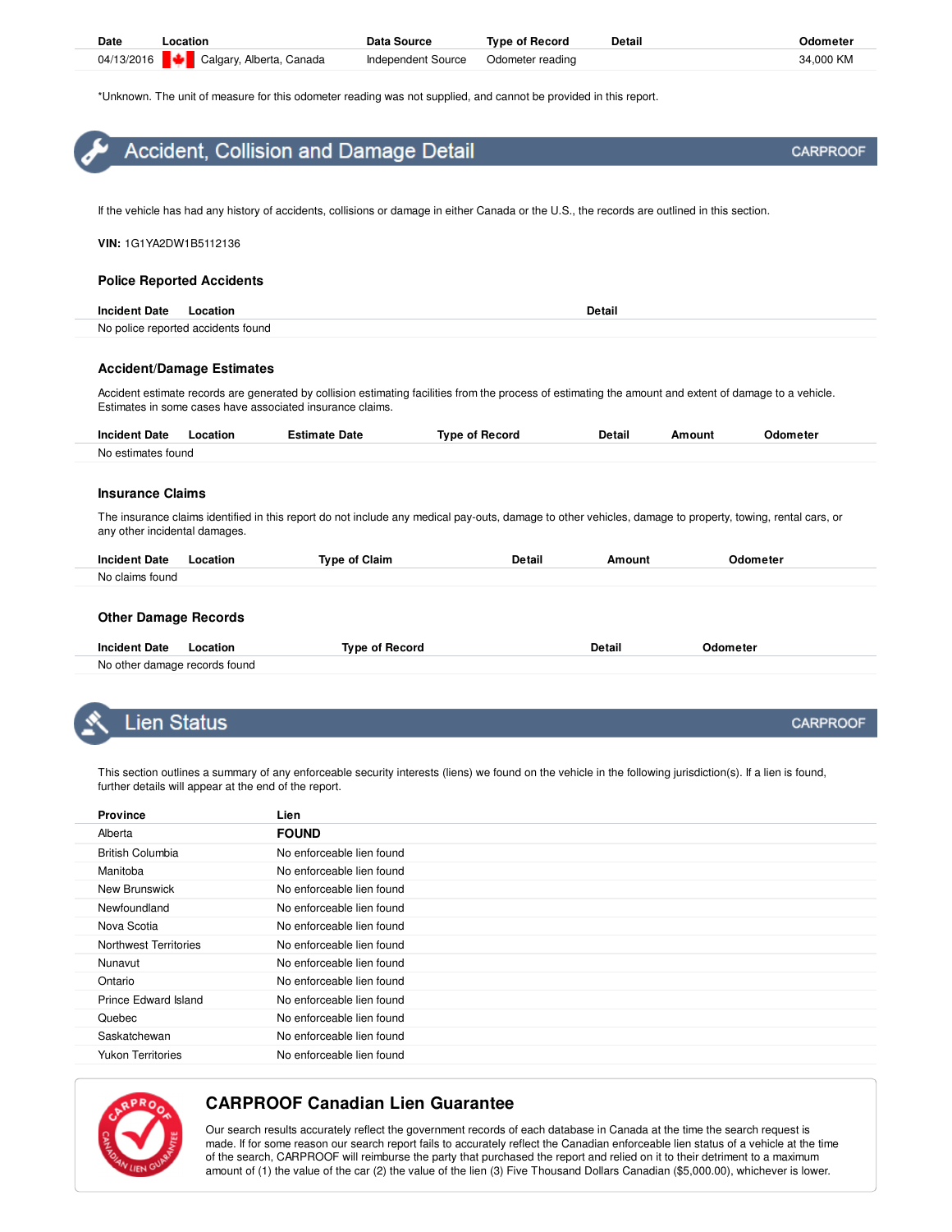| Date | Location | Data Source | Type of Record | Detail | Odometer |
|---|---|---|---|---|---|
| 04/13/2016 | Calgary, Alberta, Canada | Independent Source | Odometer reading | | 34,000 KM |

*Unknown. The unit of measure for this odometer reading was not supplied, and cannot be provided in this report.

## Accident, Collision and Damage Detail

CARPROOF

If the vehicle has had any history of accidents, collisions or damage in either Canada or the U.S., the records are outlined in this section.

**VIN:** 1G1YA2DW1B5112136

### Police Reported Accidents

| Incident Date | Location | Detail |
|---|---|---|
| No police reported accidents found | | |

### Accident/Damage Estimates

Accident estimate records are generated by collision estimating facilities from the process of estimating the amount and extent of damage to a vehicle. Estimates in some cases have associated insurance claims.

| Incident Date | Location | Estimate Date | Type of Record | Detail | Amount | Odometer |
|---|---|---|---|---|---|---|
| No estimates found | | | | | | |

### Insurance Claims

The insurance claims identified in this report do not include any medical pay-outs, damage to other vehicles, damage to property, towing, rental cars, or any other incidental damages.

| Incident Date | Location | Type of Claim | Detail | Amount | Odometer |
|---|---|---|---|---|---|
| No claims found | | | | | |

### Other Damage Records

| Incident Date | Location | Type of Record | Detail | Odometer |
|---|---|---|---|---|
| No other damage records found | | | | |

## Lien Status

CARPROOF

This section outlines a summary of any enforceable security interests (liens) we found on the vehicle in the following jurisdiction(s). If a lien is found, further details will appear at the end of the report.

| Province | Lien |
|---|---|
| Alberta | **FOUND** |
| British Columbia | No enforceable lien found |
| Manitoba | No enforceable lien found |
| New Brunswick | No enforceable lien found |
| Newfoundland | No enforceable lien found |
| Nova Scotia | No enforceable lien found |
| Northwest Territories | No enforceable lien found |
| Nunavut | No enforceable lien found |
| Ontario | No enforceable lien found |
| Prince Edward Island | No enforceable lien found |
| Quebec | No enforceable lien found |
| Saskatchewan | No enforceable lien found |
| Yukon Territories | No enforceable lien found |

### CARPROOF Canadian Lien Guarantee

Our search results accurately reflect the government records of each database in Canada at the time the search request is made. If for some reason our search report fails to accurately reflect the Canadian enforceable lien status of a vehicle at the time of the search, CARPROOF will reimburse the party that purchased the report and relied on it to their detriment to a maximum amount of (1) the value of the car (2) the value of the lien (3) Five Thousand Dollars Canadian ($5,000.00), whichever is lower.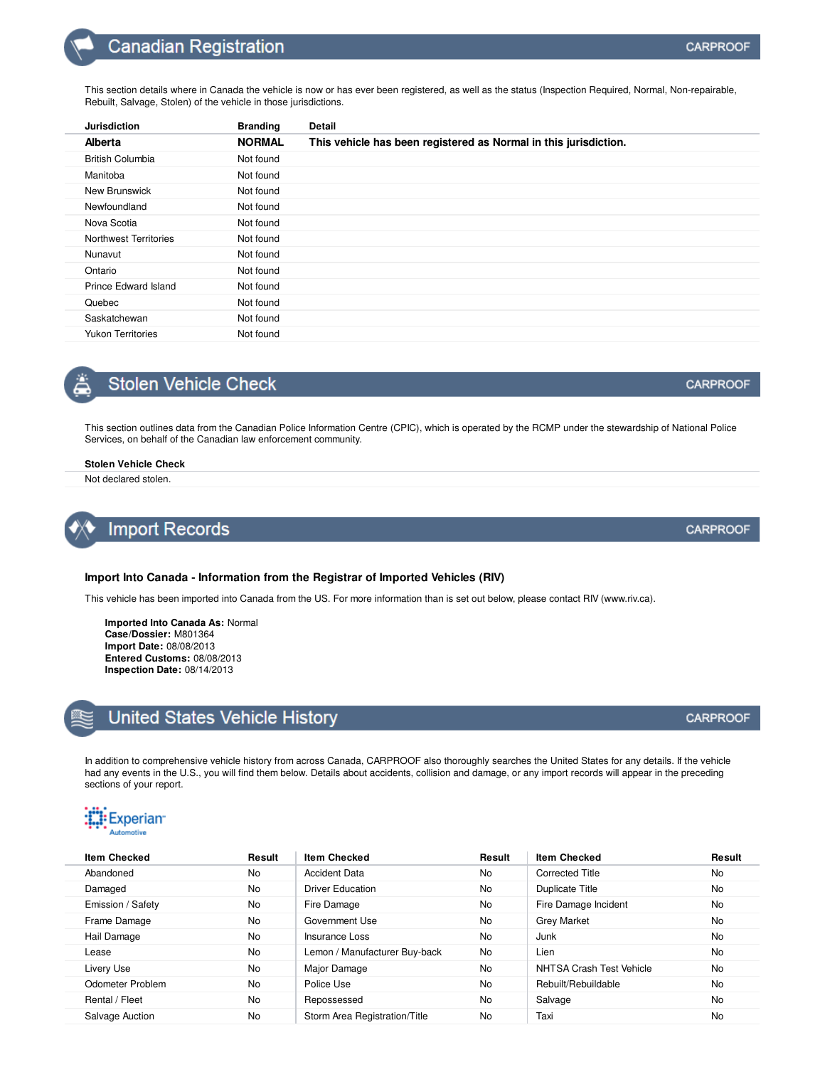## Canadian Registration

CARPROOF

This section details where in Canada the vehicle is now or has ever been registered, as well as the status (Inspection Required, Normal, Non-repairable, Rebuilt, Salvage, Stolen) of the vehicle in those jurisdictions.

| Jurisdiction | Branding | Detail |
|---|---|---|
| **Alberta** | **NORMAL** | **This vehicle has been registered as Normal in this jurisdiction.** |
| British Columbia | Not found | |
| Manitoba | Not found | |
| New Brunswick | Not found | |
| Newfoundland | Not found | |
| Nova Scotia | Not found | |
| Northwest Territories | Not found | |
| Nunavut | Not found | |
| Ontario | Not found | |
| Prince Edward Island | Not found | |
| Quebec | Not found | |
| Saskatchewan | Not found | |
| Yukon Territories | Not found | |

## Stolen Vehicle Check

CARPROOF

This section outlines data from the Canadian Police Information Centre (CPIC), which is operated by the RCMP under the stewardship of National Police Services, on behalf of the Canadian law enforcement community.

| Stolen Vehicle Check |
|---|
| Not declared stolen. |

## Import Records

CARPROOF

### Import Into Canada - Information from the Registrar of Imported Vehicles (RIV)

This vehicle has been imported into Canada from the US. For more information than is set out below, please contact RIV (www.riv.ca).

**Imported Into Canada As:** Normal
**Case/Dossier:** M801364
**Import Date:** 08/08/2013
**Entered Customs:** 08/08/2013
**Inspection Date:** 08/14/2013

## United States Vehicle History

CARPROOF

In addition to comprehensive vehicle history from across Canada, CARPROOF also thoroughly searches the United States for any details. If the vehicle had any events in the U.S., you will find them below. Details about accidents, collision and damage, or any import records will appear in the preceding sections of your report.

Experian Automotive

| Item Checked | Result | Item Checked | Result | Item Checked | Result |
|---|---|---|---|---|---|
| Abandoned | No | Accident Data | No | Corrected Title | No |
| Damaged | No | Driver Education | No | Duplicate Title | No |
| Emission / Safety | No | Fire Damage | No | Fire Damage Incident | No |
| Frame Damage | No | Government Use | No | Grey Market | No |
| Hail Damage | No | Insurance Loss | No | Junk | No |
| Lease | No | Lemon / Manufacturer Buy-back | No | Lien | No |
| Livery Use | No | Major Damage | No | NHTSA Crash Test Vehicle | No |
| Odometer Problem | No | Police Use | No | Rebuilt/Rebuildable | No |
| Rental / Fleet | No | Repossessed | No | Salvage | No |
| Salvage Auction | No | Storm Area Registration/Title | No | Taxi | No |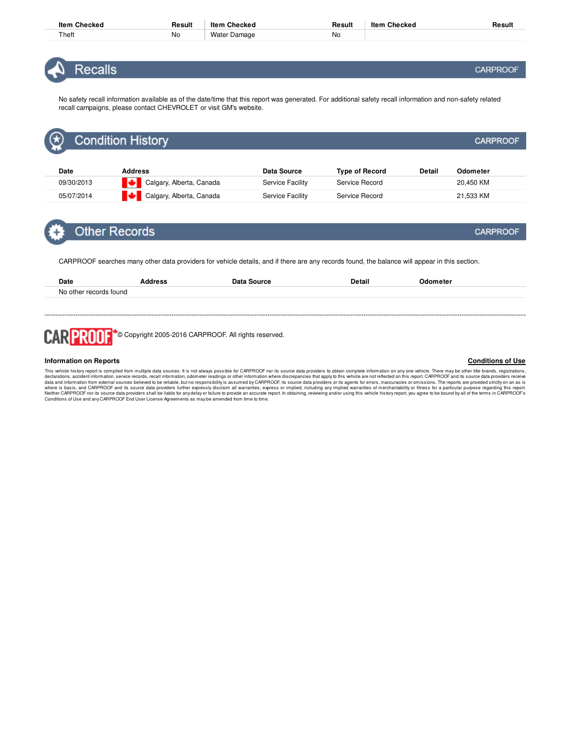| Item Checked | Result | Item Checked | Result | Item Checked | Result |
|---|---|---|---|---|---|
| Theft | No | Water Damage | No | | |

## Recalls

CARPROOF

No safety recall information available as of the date/time that this report was generated. For additional safety recall information and non-safety related recall campaigns, please contact CHEVROLET or visit GM's website.

## Condition History

CARPROOF

| Date | Address | Data Source | Type of Record | Detail | Odometer |
|---|---|---|---|---|---|
| 09/30/2013 | Calgary, Alberta, Canada | Service Facility | Service Record | | 20,450 KM |
| 05/07/2014 | Calgary, Alberta, Canada | Service Facility | Service Record | | 21,533 KM |

## Other Records

CARPROOF

CARPROOF searches many other data providers for vehicle details, and if there are any records found, the balance will appear in this section.

| Date | Address | Data Source | Detail | Odometer |
|---|---|---|---|---|
| No other records found | | | | |

---

CARPROOF © Copyright 2005-2016 CARPROOF. All rights reserved.

**Information on Reports** **Conditions of Use**

This vehicle history report is compiled from multiple data sources. It is not always possible for CARPROOF nor its source data providers to obtain complete information on any one vehicle. There may be other title brands, registrations, declarations, accident information, service records, recall information, odometer readings or other information where discrepancies that apply to this vehicle are not reflected on this report. CARPROOF and its source data providers receive data and information from external sources believed to be reliable, but no responsibility is assumed by CARPROOF, its source data providers or its agents for errors, inaccuracies or omissions. The reports are provided strictly on an as is where is basis, and CARPROOF and its source data providers further expressly disclaim all warranties, express or implied, including any implied warranties of merchantability or fitness for a particular purpose regarding this report. Neither CARPROOF nor its source data providers shall be liable for any delay or failure to provide an accurate report. In obtaining, reviewing and/or using this vehicle history report, you agree to be bound by all of the terms in CARPROOF's Conditions of Use and any CARPROOF End User License Agreements as may be amended from time to time.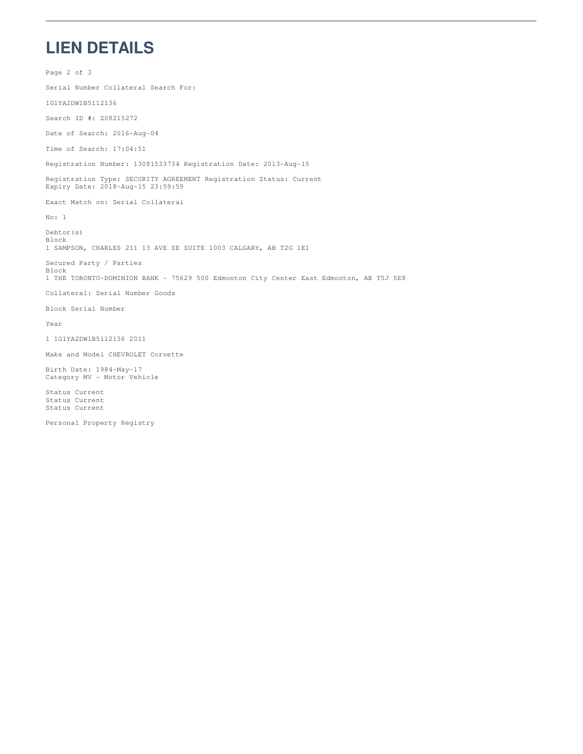# LIEN DETAILS

Serial Number Collateral Search For:

1G1YA2DW1B5112136

Search ID #: Z08215272

Date of Search: 2016-Aug-04

Time of Search: 17:04:51

Registration Number: 13081533734 Registration Date: 2013-Aug-15

Registration Type: SECURITY AGREEMENT Registration Status: Current
Expiry Date: 2018-Aug-15 23:59:59

Exact Match on: Serial Collateral

No: 1

Debtor(s)
Block
1 SAMPSON, CHARLES 211 13 AVE SE SUITE 1003 CALGARY, AB T2G 1E1

Secured Party / Parties
Block
1 THE TORONTO-DOMINION BANK - 75629 500 Edmonton City Center East Edmonton, AB T5J 5E8

Collateral: Serial Number Goods

Block Serial Number

Year

1 1G1YA2DW1B5112136 2011

Make and Model CHEVROLET Corvette

Birth Date: 1984-May-17
Category MV - Motor Vehicle

Status Current
Status Current
Status Current

Personal Property Registry